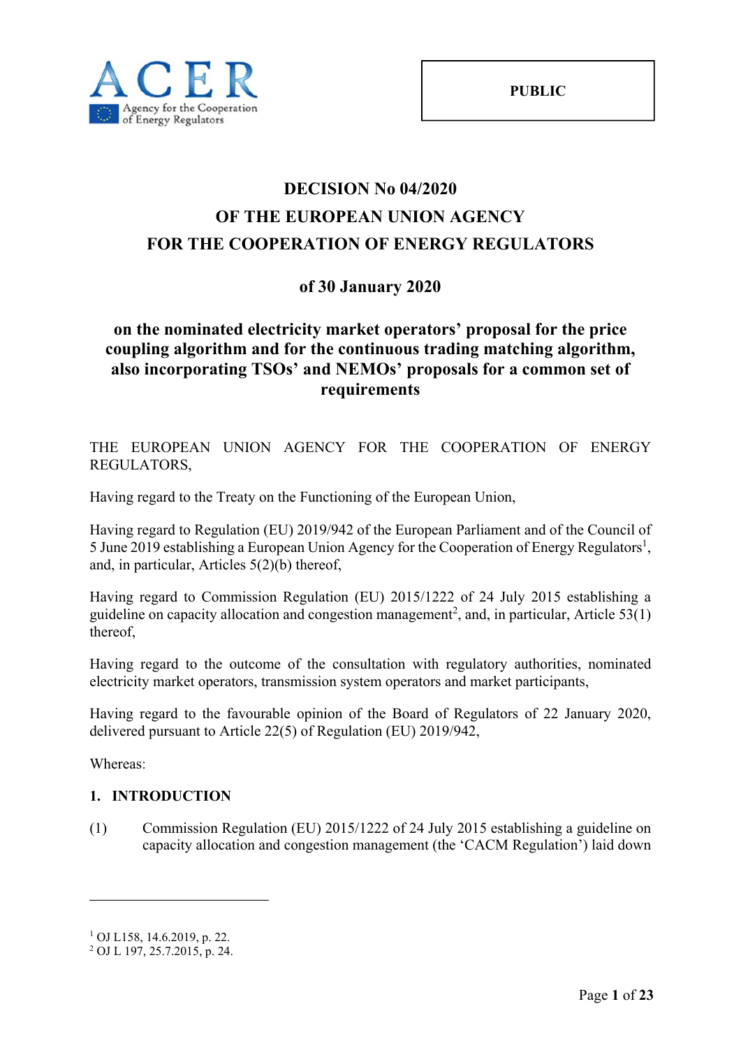ACER Agency for the Cooperation of Energy Regulators

**PUBLIC**

# DECISION No 04/2020
# OF THE EUROPEAN UNION AGENCY
# FOR THE COOPERATION OF ENERGY REGULATORS

## of 30 January 2020

## on the nominated electricity market operators' proposal for the price coupling algorithm and for the continuous trading matching algorithm, also incorporating TSOs' and NEMOs' proposals for a common set of requirements

THE EUROPEAN UNION AGENCY FOR THE COOPERATION OF ENERGY REGULATORS,

Having regard to the Treaty on the Functioning of the European Union,

Having regard to Regulation (EU) 2019/942 of the European Parliament and of the Council of 5 June 2019 establishing a European Union Agency for the Cooperation of Energy Regulators[1], and, in particular, Articles 5(2)(b) thereof,

Having regard to Commission Regulation (EU) 2015/1222 of 24 July 2015 establishing a guideline on capacity allocation and congestion management[2], and, in particular, Article 53(1) thereof,

Having regard to the outcome of the consultation with regulatory authorities, nominated electricity market operators, transmission system operators and market participants,

Having regard to the favourable opinion of the Board of Regulators of 22 January 2020, delivered pursuant to Article 22(5) of Regulation (EU) 2019/942,

Whereas:

### 1. INTRODUCTION

(1) Commission Regulation (EU) 2015/1222 of 24 July 2015 establishing a guideline on capacity allocation and congestion management (the 'CACM Regulation') laid down

---

[1] OJ L158, 14.6.2019, p. 22.

[2] OJ L 197, 25.7.2015, p. 24.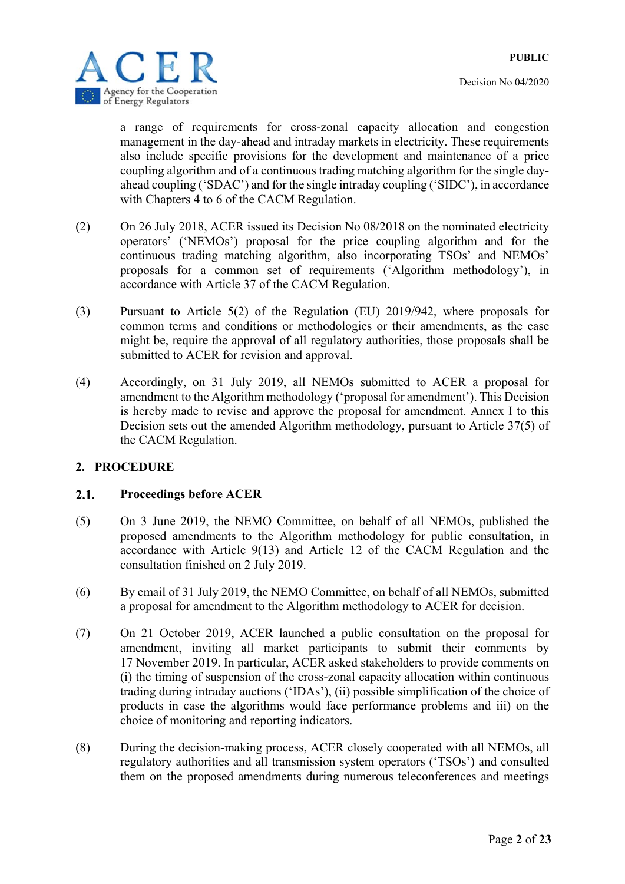a range of requirements for cross-zonal capacity allocation and congestion management in the day-ahead and intraday markets in electricity. These requirements also include specific provisions for the development and maintenance of a price coupling algorithm and of a continuous trading matching algorithm for the single day-ahead coupling ('SDAC') and for the single intraday coupling ('SIDC'), in accordance with Chapters 4 to 6 of the CACM Regulation.

(2) On 26 July 2018, ACER issued its Decision No 08/2018 on the nominated electricity operators' ('NEMOs') proposal for the price coupling algorithm and for the continuous trading matching algorithm, also incorporating TSOs' and NEMOs' proposals for a common set of requirements ('Algorithm methodology'), in accordance with Article 37 of the CACM Regulation.

(3) Pursuant to Article 5(2) of the Regulation (EU) 2019/942, where proposals for common terms and conditions or methodologies or their amendments, as the case might be, require the approval of all regulatory authorities, those proposals shall be submitted to ACER for revision and approval.

(4) Accordingly, on 31 July 2019, all NEMOs submitted to ACER a proposal for amendment to the Algorithm methodology ('proposal for amendment'). This Decision is hereby made to revise and approve the proposal for amendment. Annex I to this Decision sets out the amended Algorithm methodology, pursuant to Article 37(5) of the CACM Regulation.

## 2. PROCEDURE

### 2.1. Proceedings before ACER

(5) On 3 June 2019, the NEMO Committee, on behalf of all NEMOs, published the proposed amendments to the Algorithm methodology for public consultation, in accordance with Article 9(13) and Article 12 of the CACM Regulation and the consultation finished on 2 July 2019.

(6) By email of 31 July 2019, the NEMO Committee, on behalf of all NEMOs, submitted a proposal for amendment to the Algorithm methodology to ACER for decision.

(7) On 21 October 2019, ACER launched a public consultation on the proposal for amendment, inviting all market participants to submit their comments by 17 November 2019. In particular, ACER asked stakeholders to provide comments on (i) the timing of suspension of the cross-zonal capacity allocation within continuous trading during intraday auctions ('IDAs'), (ii) possible simplification of the choice of products in case the algorithms would face performance problems and iii) on the choice of monitoring and reporting indicators.

(8) During the decision-making process, ACER closely cooperated with all NEMOs, all regulatory authorities and all transmission system operators ('TSOs') and consulted them on the proposed amendments during numerous teleconferences and meetings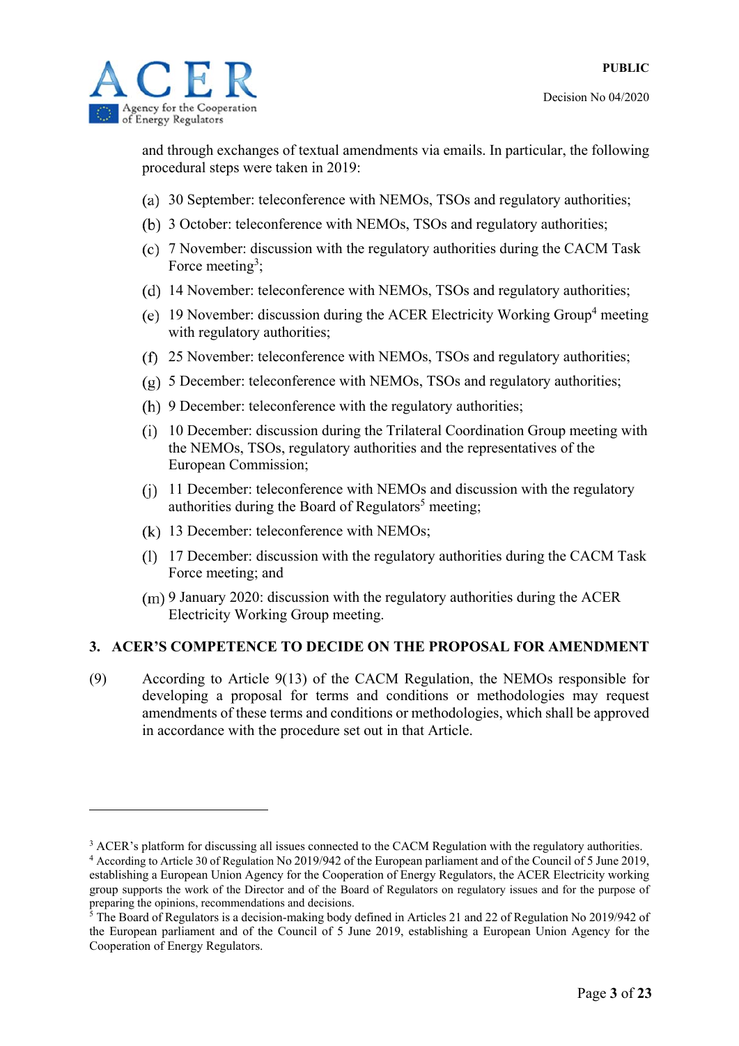and through exchanges of textual amendments via emails. In particular, the following procedural steps were taken in 2019:

(a) 30 September: teleconference with NEMOs, TSOs and regulatory authorities;

(b) 3 October: teleconference with NEMOs, TSOs and regulatory authorities;

(c) 7 November: discussion with the regulatory authorities during the CACM Task Force meeting[3];

(d) 14 November: teleconference with NEMOs, TSOs and regulatory authorities;

(e) 19 November: discussion during the ACER Electricity Working Group[4] meeting with regulatory authorities;

(f) 25 November: teleconference with NEMOs, TSOs and regulatory authorities;

(g) 5 December: teleconference with NEMOs, TSOs and regulatory authorities;

(h) 9 December: teleconference with the regulatory authorities;

(i) 10 December: discussion during the Trilateral Coordination Group meeting with the NEMOs, TSOs, regulatory authorities and the representatives of the European Commission;

(j) 11 December: teleconference with NEMOs and discussion with the regulatory authorities during the Board of Regulators[5] meeting;

(k) 13 December: teleconference with NEMOs;

(l) 17 December: discussion with the regulatory authorities during the CACM Task Force meeting; and

(m) 9 January 2020: discussion with the regulatory authorities during the ACER Electricity Working Group meeting.

## 3. ACER'S COMPETENCE TO DECIDE ON THE PROPOSAL FOR AMENDMENT

(9) According to Article 9(13) of the CACM Regulation, the NEMOs responsible for developing a proposal for terms and conditions or methodologies may request amendments of these terms and conditions or methodologies, which shall be approved in accordance with the procedure set out in that Article.

---

[3] ACER's platform for discussing all issues connected to the CACM Regulation with the regulatory authorities.

[4] According to Article 30 of Regulation No 2019/942 of the European parliament and of the Council of 5 June 2019, establishing a European Union Agency for the Cooperation of Energy Regulators, the ACER Electricity working group supports the work of the Director and of the Board of Regulators on regulatory issues and for the purpose of preparing the opinions, recommendations and decisions.

[5] The Board of Regulators is a decision-making body defined in Articles 21 and 22 of Regulation No 2019/942 of the European parliament and of the Council of 5 June 2019, establishing a European Union Agency for the Cooperation of Energy Regulators.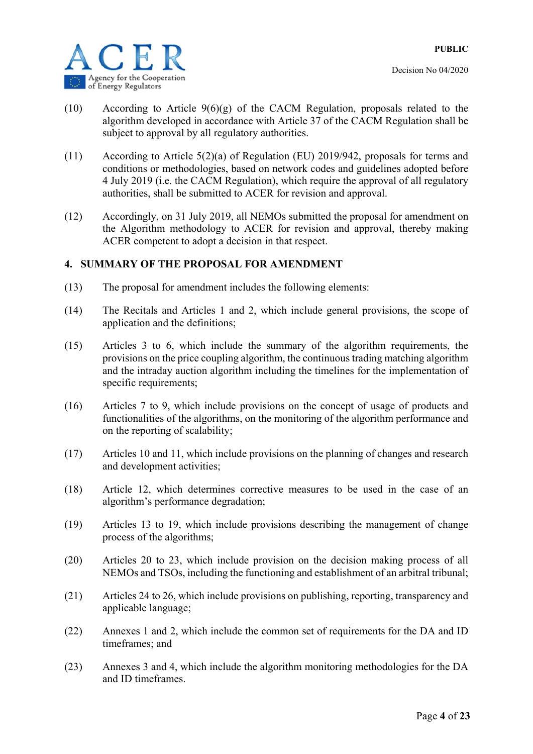(10) According to Article 9(6)(g) of the CACM Regulation, proposals related to the algorithm developed in accordance with Article 37 of the CACM Regulation shall be subject to approval by all regulatory authorities.

(11) According to Article 5(2)(a) of Regulation (EU) 2019/942, proposals for terms and conditions or methodologies, based on network codes and guidelines adopted before 4 July 2019 (i.e. the CACM Regulation), which require the approval of all regulatory authorities, shall be submitted to ACER for revision and approval.

(12) Accordingly, on 31 July 2019, all NEMOs submitted the proposal for amendment on the Algorithm methodology to ACER for revision and approval, thereby making ACER competent to adopt a decision in that respect.

## 4. SUMMARY OF THE PROPOSAL FOR AMENDMENT

(13) The proposal for amendment includes the following elements:

(14) The Recitals and Articles 1 and 2, which include general provisions, the scope of application and the definitions;

(15) Articles 3 to 6, which include the summary of the algorithm requirements, the provisions on the price coupling algorithm, the continuous trading matching algorithm and the intraday auction algorithm including the timelines for the implementation of specific requirements;

(16) Articles 7 to 9, which include provisions on the concept of usage of products and functionalities of the algorithms, on the monitoring of the algorithm performance and on the reporting of scalability;

(17) Articles 10 and 11, which include provisions on the planning of changes and research and development activities;

(18) Article 12, which determines corrective measures to be used in the case of an algorithm's performance degradation;

(19) Articles 13 to 19, which include provisions describing the management of change process of the algorithms;

(20) Articles 20 to 23, which include provision on the decision making process of all NEMOs and TSOs, including the functioning and establishment of an arbitral tribunal;

(21) Articles 24 to 26, which include provisions on publishing, reporting, transparency and applicable language;

(22) Annexes 1 and 2, which include the common set of requirements for the DA and ID timeframes; and

(23) Annexes 3 and 4, which include the algorithm monitoring methodologies for the DA and ID timeframes.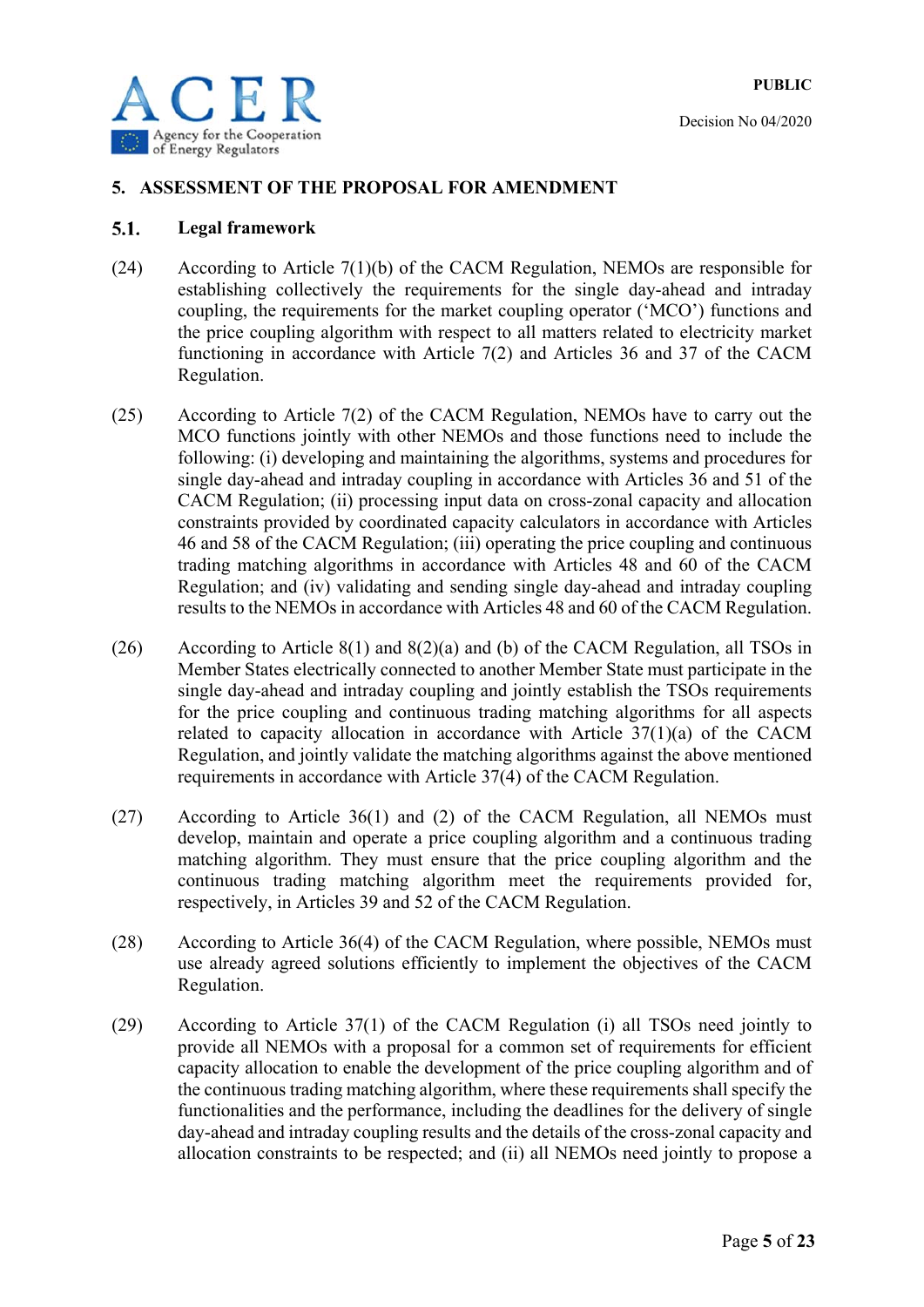## 5. ASSESSMENT OF THE PROPOSAL FOR AMENDMENT

### 5.1. Legal framework

(24) According to Article 7(1)(b) of the CACM Regulation, NEMOs are responsible for establishing collectively the requirements for the single day-ahead and intraday coupling, the requirements for the market coupling operator ('MCO') functions and the price coupling algorithm with respect to all matters related to electricity market functioning in accordance with Article 7(2) and Articles 36 and 37 of the CACM Regulation.

(25) According to Article 7(2) of the CACM Regulation, NEMOs have to carry out the MCO functions jointly with other NEMOs and those functions need to include the following: (i) developing and maintaining the algorithms, systems and procedures for single day-ahead and intraday coupling in accordance with Articles 36 and 51 of the CACM Regulation; (ii) processing input data on cross-zonal capacity and allocation constraints provided by coordinated capacity calculators in accordance with Articles 46 and 58 of the CACM Regulation; (iii) operating the price coupling and continuous trading matching algorithms in accordance with Articles 48 and 60 of the CACM Regulation; and (iv) validating and sending single day-ahead and intraday coupling results to the NEMOs in accordance with Articles 48 and 60 of the CACM Regulation.

(26) According to Article 8(1) and 8(2)(a) and (b) of the CACM Regulation, all TSOs in Member States electrically connected to another Member State must participate in the single day-ahead and intraday coupling and jointly establish the TSOs requirements for the price coupling and continuous trading matching algorithms for all aspects related to capacity allocation in accordance with Article 37(1)(a) of the CACM Regulation, and jointly validate the matching algorithms against the above mentioned requirements in accordance with Article 37(4) of the CACM Regulation.

(27) According to Article 36(1) and (2) of the CACM Regulation, all NEMOs must develop, maintain and operate a price coupling algorithm and a continuous trading matching algorithm. They must ensure that the price coupling algorithm and the continuous trading matching algorithm meet the requirements provided for, respectively, in Articles 39 and 52 of the CACM Regulation.

(28) According to Article 36(4) of the CACM Regulation, where possible, NEMOs must use already agreed solutions efficiently to implement the objectives of the CACM Regulation.

(29) According to Article 37(1) of the CACM Regulation (i) all TSOs need jointly to provide all NEMOs with a proposal for a common set of requirements for efficient capacity allocation to enable the development of the price coupling algorithm and of the continuous trading matching algorithm, where these requirements shall specify the functionalities and the performance, including the deadlines for the delivery of single day-ahead and intraday coupling results and the details of the cross-zonal capacity and allocation constraints to be respected; and (ii) all NEMOs need jointly to propose a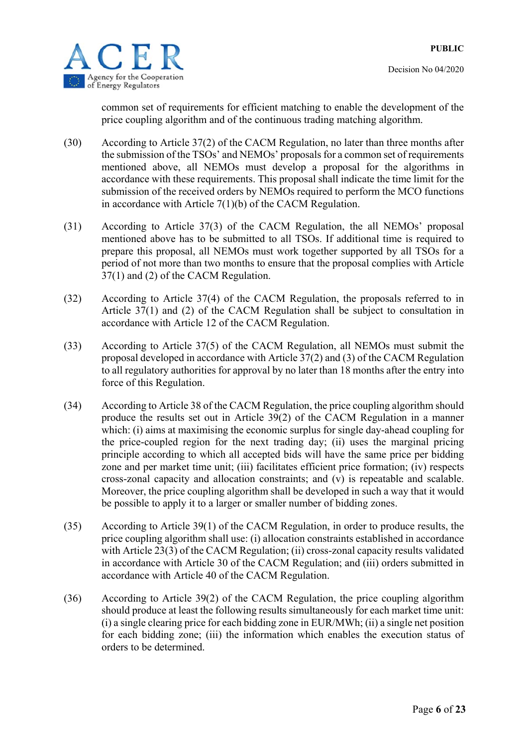common set of requirements for efficient matching to enable the development of the price coupling algorithm and of the continuous trading matching algorithm.

(30) According to Article 37(2) of the CACM Regulation, no later than three months after the submission of the TSOs' and NEMOs' proposals for a common set of requirements mentioned above, all NEMOs must develop a proposal for the algorithms in accordance with these requirements. This proposal shall indicate the time limit for the submission of the received orders by NEMOs required to perform the MCO functions in accordance with Article 7(1)(b) of the CACM Regulation.

(31) According to Article 37(3) of the CACM Regulation, the all NEMOs' proposal mentioned above has to be submitted to all TSOs. If additional time is required to prepare this proposal, all NEMOs must work together supported by all TSOs for a period of not more than two months to ensure that the proposal complies with Article 37(1) and (2) of the CACM Regulation.

(32) According to Article 37(4) of the CACM Regulation, the proposals referred to in Article 37(1) and (2) of the CACM Regulation shall be subject to consultation in accordance with Article 12 of the CACM Regulation.

(33) According to Article 37(5) of the CACM Regulation, all NEMOs must submit the proposal developed in accordance with Article 37(2) and (3) of the CACM Regulation to all regulatory authorities for approval by no later than 18 months after the entry into force of this Regulation.

(34) According to Article 38 of the CACM Regulation, the price coupling algorithm should produce the results set out in Article 39(2) of the CACM Regulation in a manner which: (i) aims at maximising the economic surplus for single day-ahead coupling for the price-coupled region for the next trading day; (ii) uses the marginal pricing principle according to which all accepted bids will have the same price per bidding zone and per market time unit; (iii) facilitates efficient price formation; (iv) respects cross-zonal capacity and allocation constraints; and (v) is repeatable and scalable. Moreover, the price coupling algorithm shall be developed in such a way that it would be possible to apply it to a larger or smaller number of bidding zones.

(35) According to Article 39(1) of the CACM Regulation, in order to produce results, the price coupling algorithm shall use: (i) allocation constraints established in accordance with Article 23(3) of the CACM Regulation; (ii) cross-zonal capacity results validated in accordance with Article 30 of the CACM Regulation; and (iii) orders submitted in accordance with Article 40 of the CACM Regulation.

(36) According to Article 39(2) of the CACM Regulation, the price coupling algorithm should produce at least the following results simultaneously for each market time unit: (i) a single clearing price for each bidding zone in EUR/MWh; (ii) a single net position for each bidding zone; (iii) the information which enables the execution status of orders to be determined.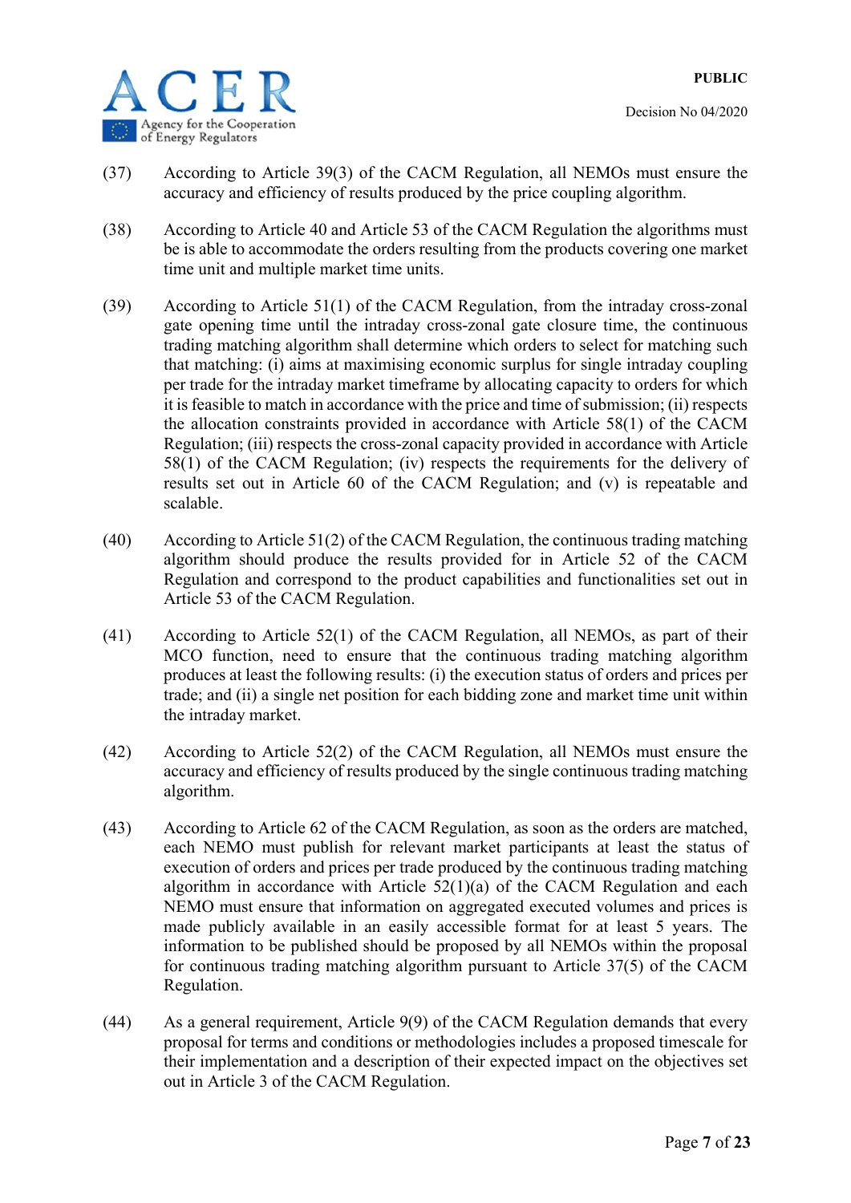(37) According to Article 39(3) of the CACM Regulation, all NEMOs must ensure the accuracy and efficiency of results produced by the price coupling algorithm.

(38) According to Article 40 and Article 53 of the CACM Regulation the algorithms must be is able to accommodate the orders resulting from the products covering one market time unit and multiple market time units.

(39) According to Article 51(1) of the CACM Regulation, from the intraday cross-zonal gate opening time until the intraday cross-zonal gate closure time, the continuous trading matching algorithm shall determine which orders to select for matching such that matching: (i) aims at maximising economic surplus for single intraday coupling per trade for the intraday market timeframe by allocating capacity to orders for which it is feasible to match in accordance with the price and time of submission; (ii) respects the allocation constraints provided in accordance with Article 58(1) of the CACM Regulation; (iii) respects the cross-zonal capacity provided in accordance with Article 58(1) of the CACM Regulation; (iv) respects the requirements for the delivery of results set out in Article 60 of the CACM Regulation; and (v) is repeatable and scalable.

(40) According to Article 51(2) of the CACM Regulation, the continuous trading matching algorithm should produce the results provided for in Article 52 of the CACM Regulation and correspond to the product capabilities and functionalities set out in Article 53 of the CACM Regulation.

(41) According to Article 52(1) of the CACM Regulation, all NEMOs, as part of their MCO function, need to ensure that the continuous trading matching algorithm produces at least the following results: (i) the execution status of orders and prices per trade; and (ii) a single net position for each bidding zone and market time unit within the intraday market.

(42) According to Article 52(2) of the CACM Regulation, all NEMOs must ensure the accuracy and efficiency of results produced by the single continuous trading matching algorithm.

(43) According to Article 62 of the CACM Regulation, as soon as the orders are matched, each NEMO must publish for relevant market participants at least the status of execution of orders and prices per trade produced by the continuous trading matching algorithm in accordance with Article 52(1)(a) of the CACM Regulation and each NEMO must ensure that information on aggregated executed volumes and prices is made publicly available in an easily accessible format for at least 5 years. The information to be published should be proposed by all NEMOs within the proposal for continuous trading matching algorithm pursuant to Article 37(5) of the CACM Regulation.

(44) As a general requirement, Article 9(9) of the CACM Regulation demands that every proposal for terms and conditions or methodologies includes a proposed timescale for their implementation and a description of their expected impact on the objectives set out in Article 3 of the CACM Regulation.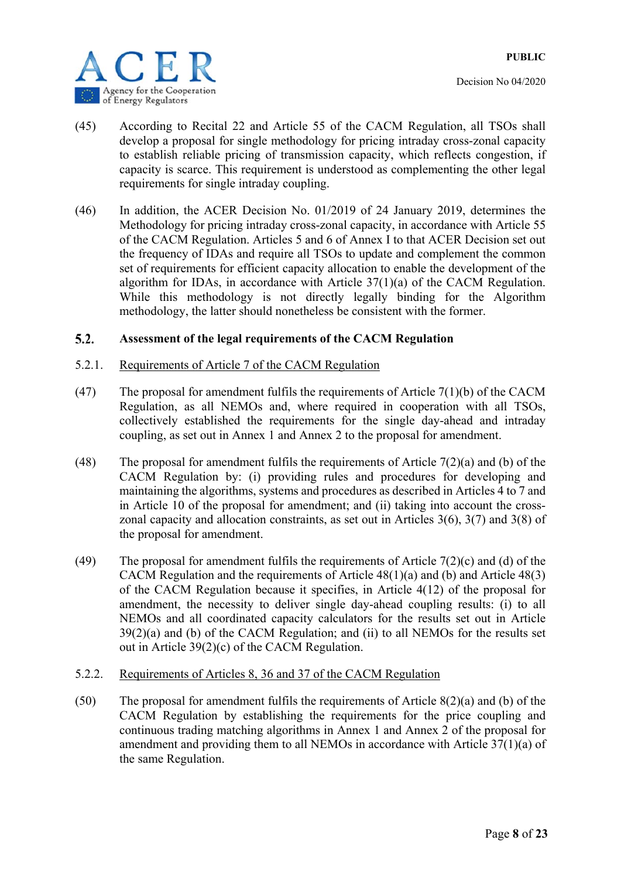(45) According to Recital 22 and Article 55 of the CACM Regulation, all TSOs shall develop a proposal for single methodology for pricing intraday cross-zonal capacity to establish reliable pricing of transmission capacity, which reflects congestion, if capacity is scarce. This requirement is understood as complementing the other legal requirements for single intraday coupling.

(46) In addition, the ACER Decision No. 01/2019 of 24 January 2019, determines the Methodology for pricing intraday cross-zonal capacity, in accordance with Article 55 of the CACM Regulation. Articles 5 and 6 of Annex I to that ACER Decision set out the frequency of IDAs and require all TSOs to update and complement the common set of requirements for efficient capacity allocation to enable the development of the algorithm for IDAs, in accordance with Article 37(1)(a) of the CACM Regulation. While this methodology is not directly legally binding for the Algorithm methodology, the latter should nonetheless be consistent with the former.

## 5.2. Assessment of the legal requirements of the CACM Regulation

### 5.2.1. Requirements of Article 7 of the CACM Regulation

(47) The proposal for amendment fulfils the requirements of Article 7(1)(b) of the CACM Regulation, as all NEMOs and, where required in cooperation with all TSOs, collectively established the requirements for the single day-ahead and intraday coupling, as set out in Annex 1 and Annex 2 to the proposal for amendment.

(48) The proposal for amendment fulfils the requirements of Article 7(2)(a) and (b) of the CACM Regulation by: (i) providing rules and procedures for developing and maintaining the algorithms, systems and procedures as described in Articles 4 to 7 and in Article 10 of the proposal for amendment; and (ii) taking into account the cross-zonal capacity and allocation constraints, as set out in Articles 3(6), 3(7) and 3(8) of the proposal for amendment.

(49) The proposal for amendment fulfils the requirements of Article 7(2)(c) and (d) of the CACM Regulation and the requirements of Article 48(1)(a) and (b) and Article 48(3) of the CACM Regulation because it specifies, in Article 4(12) of the proposal for amendment, the necessity to deliver single day-ahead coupling results: (i) to all NEMOs and all coordinated capacity calculators for the results set out in Article 39(2)(a) and (b) of the CACM Regulation; and (ii) to all NEMOs for the results set out in Article 39(2)(c) of the CACM Regulation.

### 5.2.2. Requirements of Articles 8, 36 and 37 of the CACM Regulation

(50) The proposal for amendment fulfils the requirements of Article 8(2)(a) and (b) of the CACM Regulation by establishing the requirements for the price coupling and continuous trading matching algorithms in Annex 1 and Annex 2 of the proposal for amendment and providing them to all NEMOs in accordance with Article 37(1)(a) of the same Regulation.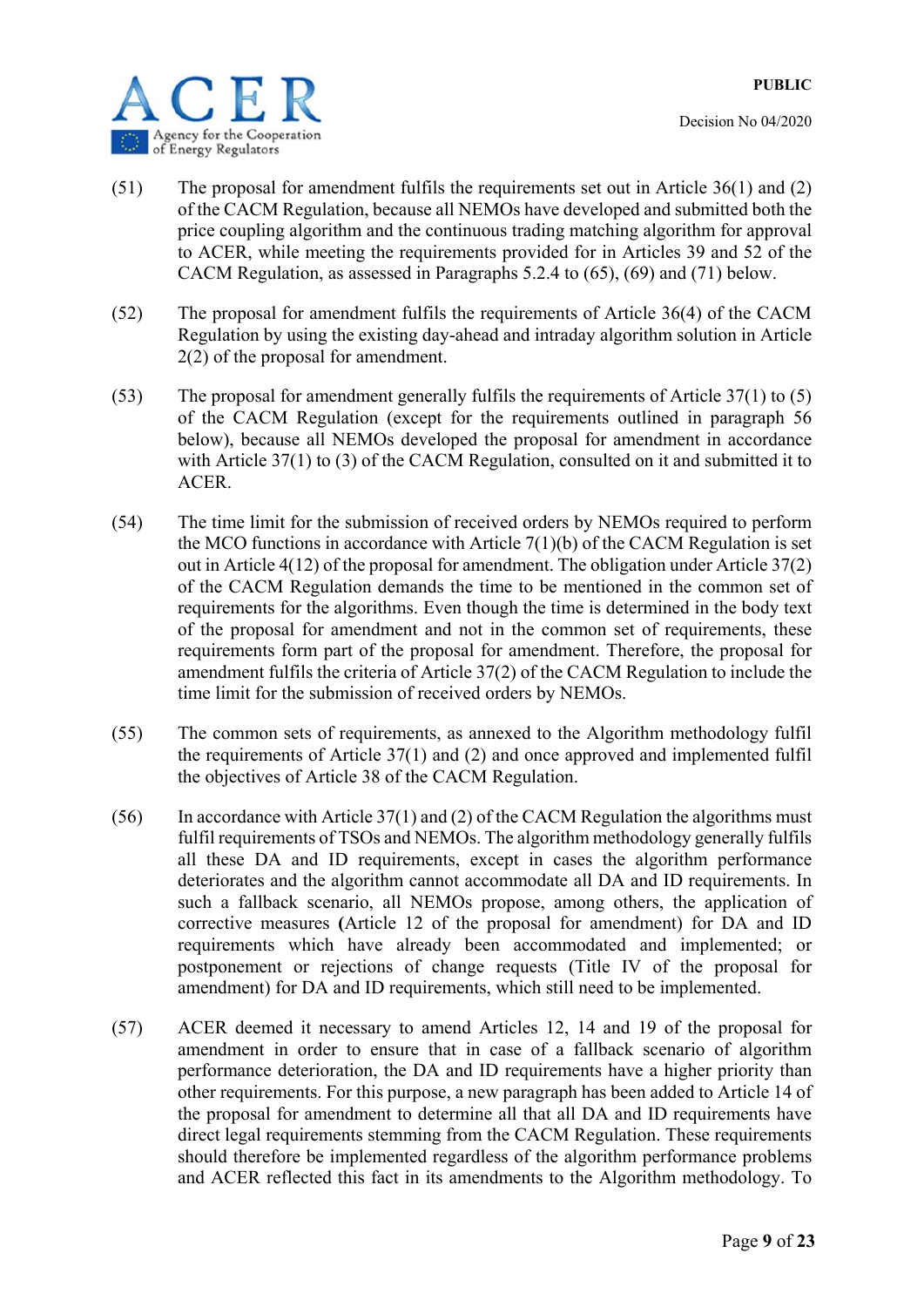(51) The proposal for amendment fulfils the requirements set out in Article 36(1) and (2) of the CACM Regulation, because all NEMOs have developed and submitted both the price coupling algorithm and the continuous trading matching algorithm for approval to ACER, while meeting the requirements provided for in Articles 39 and 52 of the CACM Regulation, as assessed in Paragraphs 5.2.4 to (65), (69) and (71) below.

(52) The proposal for amendment fulfils the requirements of Article 36(4) of the CACM Regulation by using the existing day-ahead and intraday algorithm solution in Article 2(2) of the proposal for amendment.

(53) The proposal for amendment generally fulfils the requirements of Article 37(1) to (5) of the CACM Regulation (except for the requirements outlined in paragraph 56 below), because all NEMOs developed the proposal for amendment in accordance with Article 37(1) to (3) of the CACM Regulation, consulted on it and submitted it to ACER.

(54) The time limit for the submission of received orders by NEMOs required to perform the MCO functions in accordance with Article 7(1)(b) of the CACM Regulation is set out in Article 4(12) of the proposal for amendment. The obligation under Article 37(2) of the CACM Regulation demands the time to be mentioned in the common set of requirements for the algorithms. Even though the time is determined in the body text of the proposal for amendment and not in the common set of requirements, these requirements form part of the proposal for amendment. Therefore, the proposal for amendment fulfils the criteria of Article 37(2) of the CACM Regulation to include the time limit for the submission of received orders by NEMOs.

(55) The common sets of requirements, as annexed to the Algorithm methodology fulfil the requirements of Article 37(1) and (2) and once approved and implemented fulfil the objectives of Article 38 of the CACM Regulation.

(56) In accordance with Article 37(1) and (2) of the CACM Regulation the algorithms must fulfil requirements of TSOs and NEMOs. The algorithm methodology generally fulfils all these DA and ID requirements, except in cases the algorithm performance deteriorates and the algorithm cannot accommodate all DA and ID requirements. In such a fallback scenario, all NEMOs propose, among others, the application of corrective measures **(**Article 12 of the proposal for amendment) for DA and ID requirements which have already been accommodated and implemented; or postponement or rejections of change requests (Title IV of the proposal for amendment) for DA and ID requirements, which still need to be implemented.

(57) ACER deemed it necessary to amend Articles 12, 14 and 19 of the proposal for amendment in order to ensure that in case of a fallback scenario of algorithm performance deterioration, the DA and ID requirements have a higher priority than other requirements. For this purpose, a new paragraph has been added to Article 14 of the proposal for amendment to determine all that all DA and ID requirements have direct legal requirements stemming from the CACM Regulation. These requirements should therefore be implemented regardless of the algorithm performance problems and ACER reflected this fact in its amendments to the Algorithm methodology. To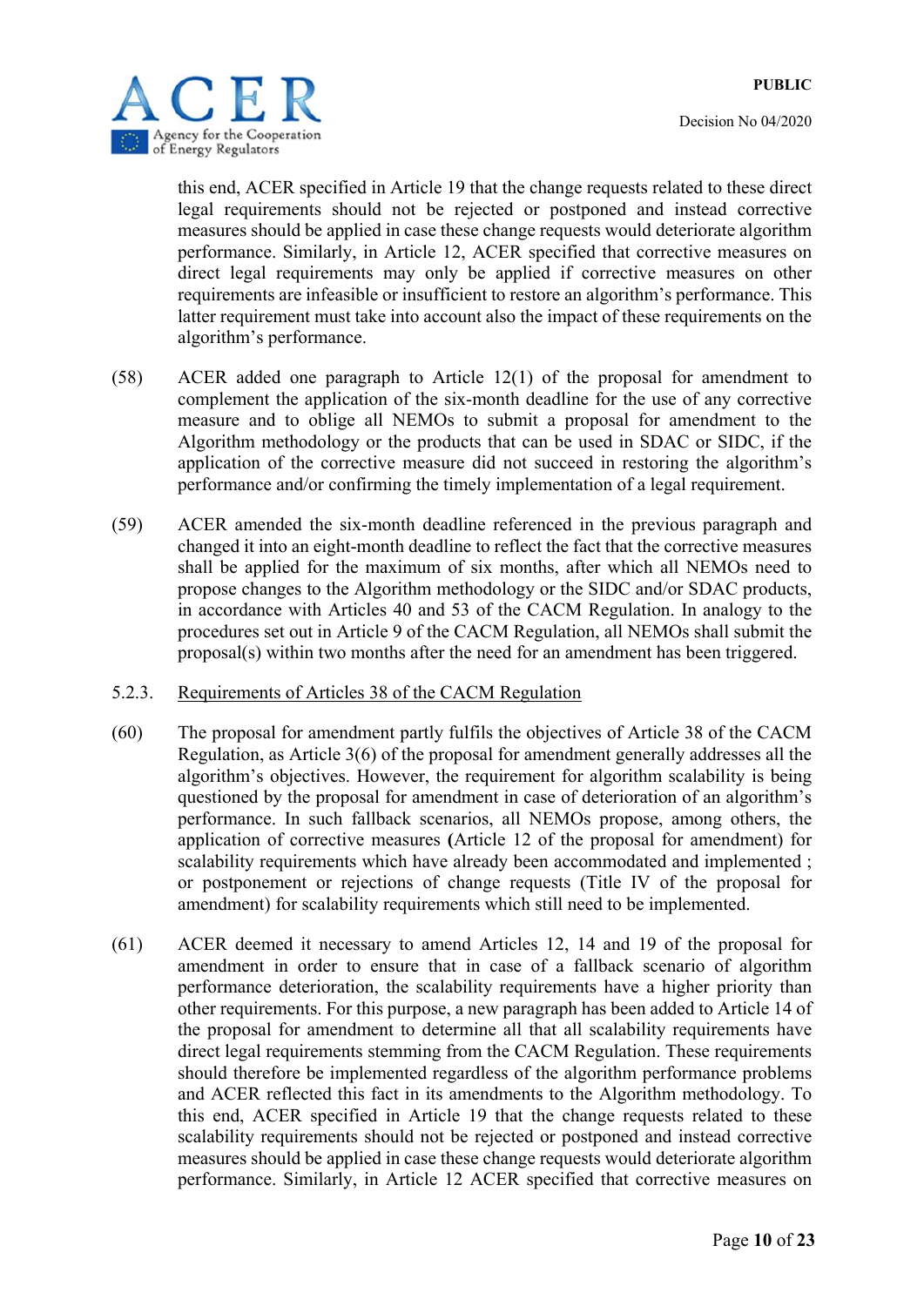this end, ACER specified in Article 19 that the change requests related to these direct legal requirements should not be rejected or postponed and instead corrective measures should be applied in case these change requests would deteriorate algorithm performance. Similarly, in Article 12, ACER specified that corrective measures on direct legal requirements may only be applied if corrective measures on other requirements are infeasible or insufficient to restore an algorithm's performance. This latter requirement must take into account also the impact of these requirements on the algorithm's performance.

(58) ACER added one paragraph to Article 12(1) of the proposal for amendment to complement the application of the six-month deadline for the use of any corrective measure and to oblige all NEMOs to submit a proposal for amendment to the Algorithm methodology or the products that can be used in SDAC or SIDC, if the application of the corrective measure did not succeed in restoring the algorithm's performance and/or confirming the timely implementation of a legal requirement.

(59) ACER amended the six-month deadline referenced in the previous paragraph and changed it into an eight-month deadline to reflect the fact that the corrective measures shall be applied for the maximum of six months, after which all NEMOs need to propose changes to the Algorithm methodology or the SIDC and/or SDAC products, in accordance with Articles 40 and 53 of the CACM Regulation. In analogy to the procedures set out in Article 9 of the CACM Regulation, all NEMOs shall submit the proposal(s) within two months after the need for an amendment has been triggered.

5.2.3. Requirements of Articles 38 of the CACM Regulation

(60) The proposal for amendment partly fulfils the objectives of Article 38 of the CACM Regulation, as Article 3(6) of the proposal for amendment generally addresses all the algorithm's objectives. However, the requirement for algorithm scalability is being questioned by the proposal for amendment in case of deterioration of an algorithm's performance. In such fallback scenarios, all NEMOs propose, among others, the application of corrective measures (Article 12 of the proposal for amendment) for scalability requirements which have already been accommodated and implemented ; or postponement or rejections of change requests (Title IV of the proposal for amendment) for scalability requirements which still need to be implemented.

(61) ACER deemed it necessary to amend Articles 12, 14 and 19 of the proposal for amendment in order to ensure that in case of a fallback scenario of algorithm performance deterioration, the scalability requirements have a higher priority than other requirements. For this purpose, a new paragraph has been added to Article 14 of the proposal for amendment to determine all that all scalability requirements have direct legal requirements stemming from the CACM Regulation. These requirements should therefore be implemented regardless of the algorithm performance problems and ACER reflected this fact in its amendments to the Algorithm methodology. To this end, ACER specified in Article 19 that the change requests related to these scalability requirements should not be rejected or postponed and instead corrective measures should be applied in case these change requests would deteriorate algorithm performance. Similarly, in Article 12 ACER specified that corrective measures on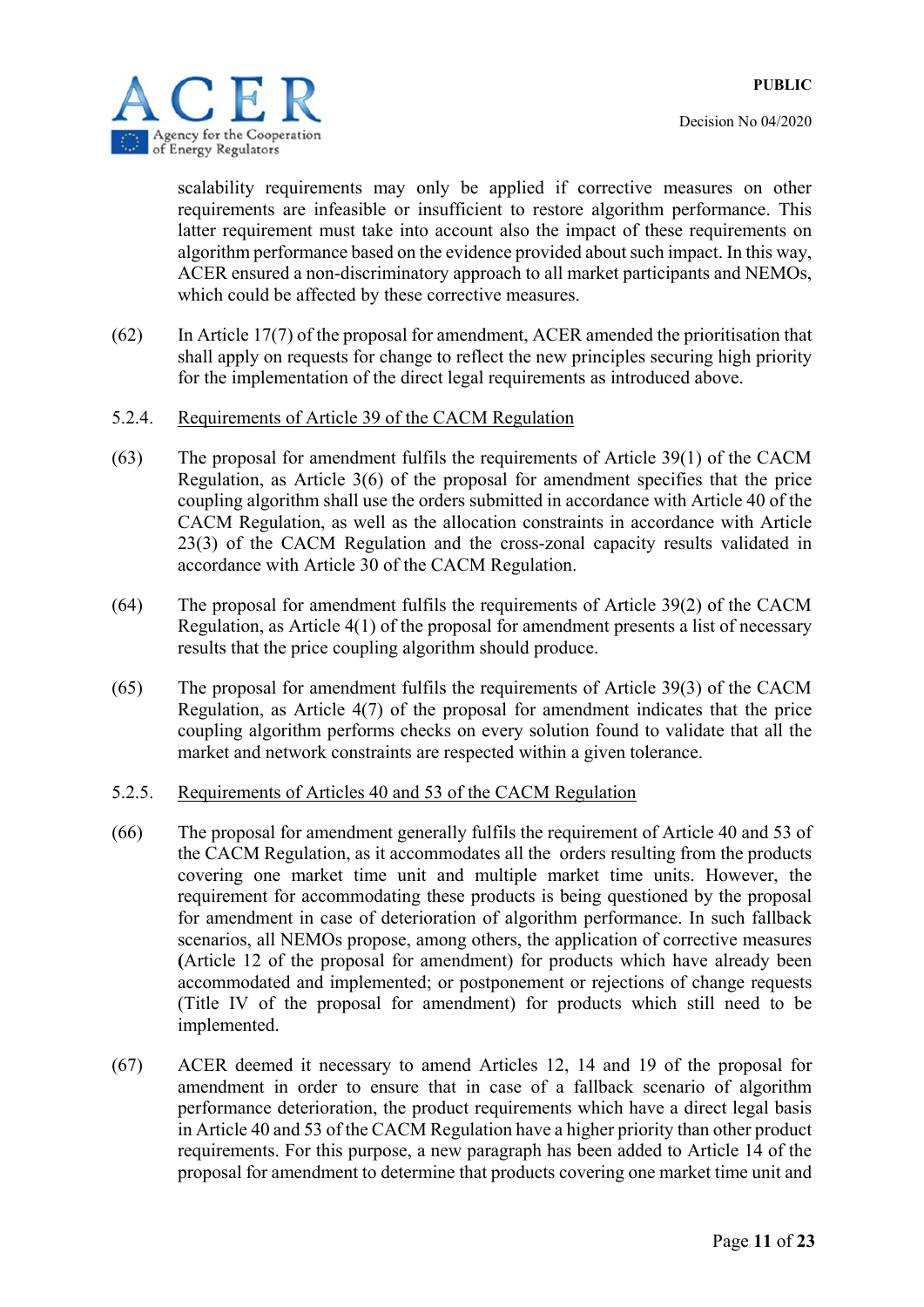scalability requirements may only be applied if corrective measures on other requirements are infeasible or insufficient to restore algorithm performance. This latter requirement must take into account also the impact of these requirements on algorithm performance based on the evidence provided about such impact. In this way, ACER ensured a non-discriminatory approach to all market participants and NEMOs, which could be affected by these corrective measures.

(62) In Article 17(7) of the proposal for amendment, ACER amended the prioritisation that shall apply on requests for change to reflect the new principles securing high priority for the implementation of the direct legal requirements as introduced above.

5.2.4. Requirements of Article 39 of the CACM Regulation

(63) The proposal for amendment fulfils the requirements of Article 39(1) of the CACM Regulation, as Article 3(6) of the proposal for amendment specifies that the price coupling algorithm shall use the orders submitted in accordance with Article 40 of the CACM Regulation, as well as the allocation constraints in accordance with Article 23(3) of the CACM Regulation and the cross-zonal capacity results validated in accordance with Article 30 of the CACM Regulation.

(64) The proposal for amendment fulfils the requirements of Article 39(2) of the CACM Regulation, as Article 4(1) of the proposal for amendment presents a list of necessary results that the price coupling algorithm should produce.

(65) The proposal for amendment fulfils the requirements of Article 39(3) of the CACM Regulation, as Article 4(7) of the proposal for amendment indicates that the price coupling algorithm performs checks on every solution found to validate that all the market and network constraints are respected within a given tolerance.

5.2.5. Requirements of Articles 40 and 53 of the CACM Regulation

(66) The proposal for amendment generally fulfils the requirement of Article 40 and 53 of the CACM Regulation, as it accommodates all the orders resulting from the products covering one market time unit and multiple market time units. However, the requirement for accommodating these products is being questioned by the proposal for amendment in case of deterioration of algorithm performance. In such fallback scenarios, all NEMOs propose, among others, the application of corrective measures (Article 12 of the proposal for amendment) for products which have already been accommodated and implemented; or postponement or rejections of change requests (Title IV of the proposal for amendment) for products which still need to be implemented.

(67) ACER deemed it necessary to amend Articles 12, 14 and 19 of the proposal for amendment in order to ensure that in case of a fallback scenario of algorithm performance deterioration, the product requirements which have a direct legal basis in Article 40 and 53 of the CACM Regulation have a higher priority than other product requirements. For this purpose, a new paragraph has been added to Article 14 of the proposal for amendment to determine that products covering one market time unit and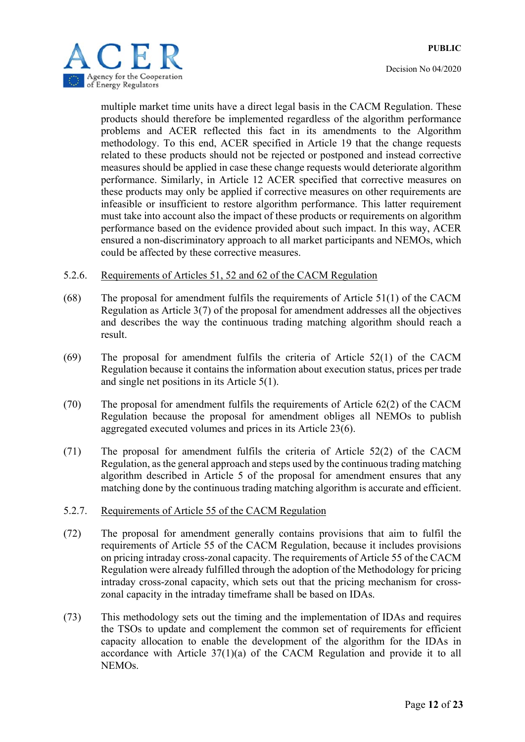multiple market time units have a direct legal basis in the CACM Regulation. These products should therefore be implemented regardless of the algorithm performance problems and ACER reflected this fact in its amendments to the Algorithm methodology. To this end, ACER specified in Article 19 that the change requests related to these products should not be rejected or postponed and instead corrective measures should be applied in case these change requests would deteriorate algorithm performance. Similarly, in Article 12 ACER specified that corrective measures on these products may only be applied if corrective measures on other requirements are infeasible or insufficient to restore algorithm performance. This latter requirement must take into account also the impact of these products or requirements on algorithm performance based on the evidence provided about such impact. In this way, ACER ensured a non-discriminatory approach to all market participants and NEMOs, which could be affected by these corrective measures.

### 5.2.6. Requirements of Articles 51, 52 and 62 of the CACM Regulation

(68) The proposal for amendment fulfils the requirements of Article 51(1) of the CACM Regulation as Article 3(7) of the proposal for amendment addresses all the objectives and describes the way the continuous trading matching algorithm should reach a result.

(69) The proposal for amendment fulfils the criteria of Article 52(1) of the CACM Regulation because it contains the information about execution status, prices per trade and single net positions in its Article 5(1).

(70) The proposal for amendment fulfils the requirements of Article 62(2) of the CACM Regulation because the proposal for amendment obliges all NEMOs to publish aggregated executed volumes and prices in its Article 23(6).

(71) The proposal for amendment fulfils the criteria of Article 52(2) of the CACM Regulation, as the general approach and steps used by the continuous trading matching algorithm described in Article 5 of the proposal for amendment ensures that any matching done by the continuous trading matching algorithm is accurate and efficient.

### 5.2.7. Requirements of Article 55 of the CACM Regulation

(72) The proposal for amendment generally contains provisions that aim to fulfil the requirements of Article 55 of the CACM Regulation, because it includes provisions on pricing intraday cross-zonal capacity. The requirements of Article 55 of the CACM Regulation were already fulfilled through the adoption of the Methodology for pricing intraday cross-zonal capacity, which sets out that the pricing mechanism for cross-zonal capacity in the intraday timeframe shall be based on IDAs.

(73) This methodology sets out the timing and the implementation of IDAs and requires the TSOs to update and complement the common set of requirements for efficient capacity allocation to enable the development of the algorithm for the IDAs in accordance with Article 37(1)(a) of the CACM Regulation and provide it to all NEMOs.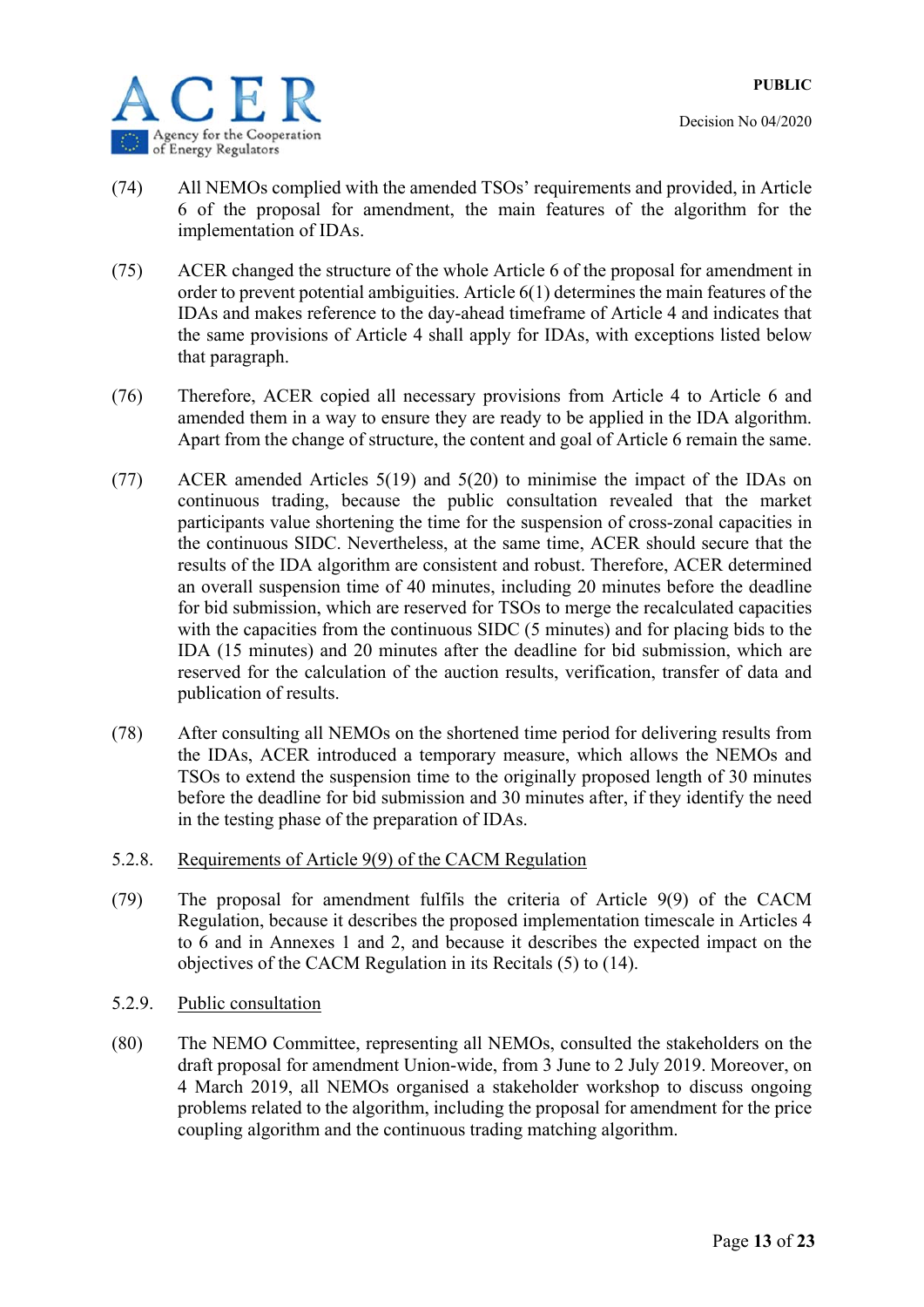(74) All NEMOs complied with the amended TSOs' requirements and provided, in Article 6 of the proposal for amendment, the main features of the algorithm for the implementation of IDAs.

(75) ACER changed the structure of the whole Article 6 of the proposal for amendment in order to prevent potential ambiguities. Article 6(1) determines the main features of the IDAs and makes reference to the day-ahead timeframe of Article 4 and indicates that the same provisions of Article 4 shall apply for IDAs, with exceptions listed below that paragraph.

(76) Therefore, ACER copied all necessary provisions from Article 4 to Article 6 and amended them in a way to ensure they are ready to be applied in the IDA algorithm. Apart from the change of structure, the content and goal of Article 6 remain the same.

(77) ACER amended Articles 5(19) and 5(20) to minimise the impact of the IDAs on continuous trading, because the public consultation revealed that the market participants value shortening the time for the suspension of cross-zonal capacities in the continuous SIDC. Nevertheless, at the same time, ACER should secure that the results of the IDA algorithm are consistent and robust. Therefore, ACER determined an overall suspension time of 40 minutes, including 20 minutes before the deadline for bid submission, which are reserved for TSOs to merge the recalculated capacities with the capacities from the continuous SIDC (5 minutes) and for placing bids to the IDA (15 minutes) and 20 minutes after the deadline for bid submission, which are reserved for the calculation of the auction results, verification, transfer of data and publication of results.

(78) After consulting all NEMOs on the shortened time period for delivering results from the IDAs, ACER introduced a temporary measure, which allows the NEMOs and TSOs to extend the suspension time to the originally proposed length of 30 minutes before the deadline for bid submission and 30 minutes after, if they identify the need in the testing phase of the preparation of IDAs.

#### 5.2.8. Requirements of Article 9(9) of the CACM Regulation

(79) The proposal for amendment fulfils the criteria of Article 9(9) of the CACM Regulation, because it describes the proposed implementation timescale in Articles 4 to 6 and in Annexes 1 and 2, and because it describes the expected impact on the objectives of the CACM Regulation in its Recitals (5) to (14).

#### 5.2.9. Public consultation

(80) The NEMO Committee, representing all NEMOs, consulted the stakeholders on the draft proposal for amendment Union-wide, from 3 June to 2 July 2019. Moreover, on 4 March 2019, all NEMOs organised a stakeholder workshop to discuss ongoing problems related to the algorithm, including the proposal for amendment for the price coupling algorithm and the continuous trading matching algorithm.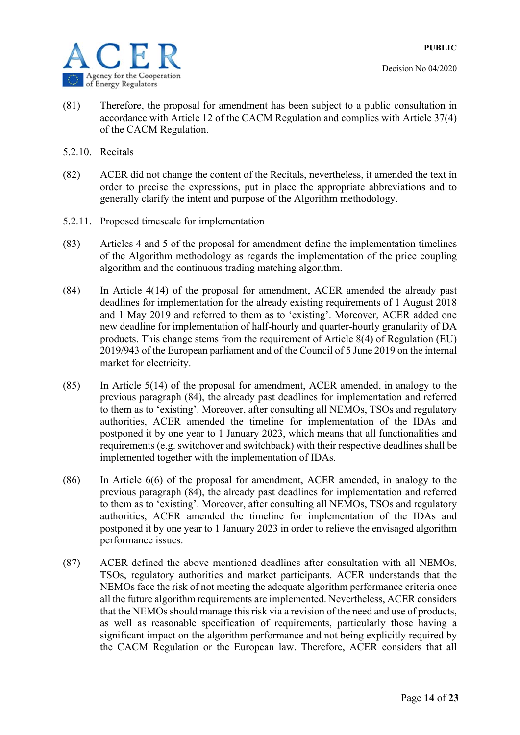(81) Therefore, the proposal for amendment has been subject to a public consultation in accordance with Article 12 of the CACM Regulation and complies with Article 37(4) of the CACM Regulation.

#### 5.2.10. Recitals

(82) ACER did not change the content of the Recitals, nevertheless, it amended the text in order to precise the expressions, put in place the appropriate abbreviations and to generally clarify the intent and purpose of the Algorithm methodology.

#### 5.2.11. Proposed timescale for implementation

(83) Articles 4 and 5 of the proposal for amendment define the implementation timelines of the Algorithm methodology as regards the implementation of the price coupling algorithm and the continuous trading matching algorithm.

(84) In Article 4(14) of the proposal for amendment, ACER amended the already past deadlines for implementation for the already existing requirements of 1 August 2018 and 1 May 2019 and referred to them as to 'existing'. Moreover, ACER added one new deadline for implementation of half-hourly and quarter-hourly granularity of DA products. This change stems from the requirement of Article 8(4) of Regulation (EU) 2019/943 of the European parliament and of the Council of 5 June 2019 on the internal market for electricity.

(85) In Article 5(14) of the proposal for amendment, ACER amended, in analogy to the previous paragraph (84), the already past deadlines for implementation and referred to them as to 'existing'. Moreover, after consulting all NEMOs, TSOs and regulatory authorities, ACER amended the timeline for implementation of the IDAs and postponed it by one year to 1 January 2023, which means that all functionalities and requirements (e.g. switchover and switchback) with their respective deadlines shall be implemented together with the implementation of IDAs.

(86) In Article 6(6) of the proposal for amendment, ACER amended, in analogy to the previous paragraph (84), the already past deadlines for implementation and referred to them as to 'existing'. Moreover, after consulting all NEMOs, TSOs and regulatory authorities, ACER amended the timeline for implementation of the IDAs and postponed it by one year to 1 January 2023 in order to relieve the envisaged algorithm performance issues.

(87) ACER defined the above mentioned deadlines after consultation with all NEMOs, TSOs, regulatory authorities and market participants. ACER understands that the NEMOs face the risk of not meeting the adequate algorithm performance criteria once all the future algorithm requirements are implemented. Nevertheless, ACER considers that the NEMOs should manage this risk via a revision of the need and use of products, as well as reasonable specification of requirements, particularly those having a significant impact on the algorithm performance and not being explicitly required by the CACM Regulation or the European law. Therefore, ACER considers that all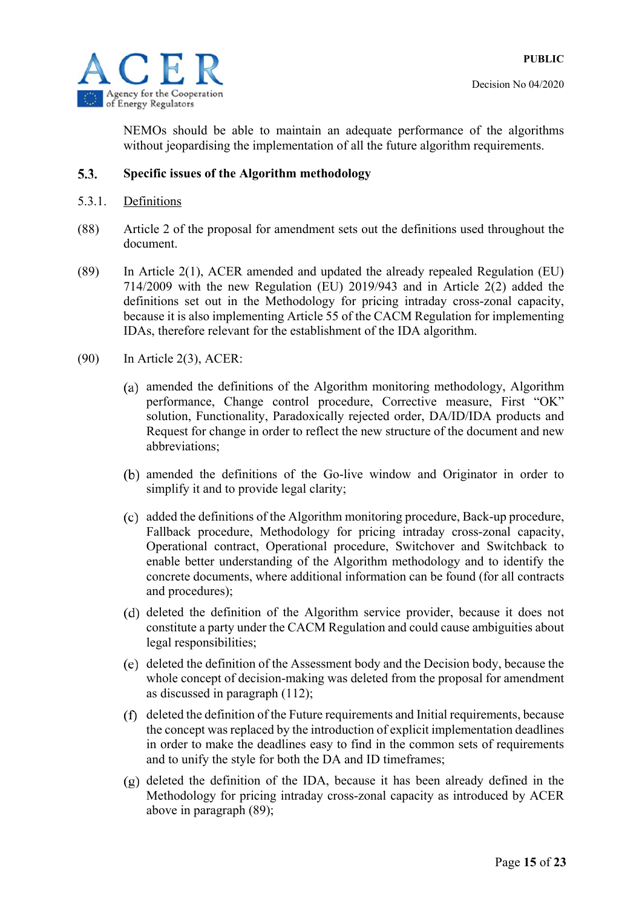NEMOs should be able to maintain an adequate performance of the algorithms without jeopardising the implementation of all the future algorithm requirements.

## 5.3. Specific issues of the Algorithm methodology

### 5.3.1. Definitions

(88) Article 2 of the proposal for amendment sets out the definitions used throughout the document.

(89) In Article 2(1), ACER amended and updated the already repealed Regulation (EU) 714/2009 with the new Regulation (EU) 2019/943 and in Article 2(2) added the definitions set out in the Methodology for pricing intraday cross-zonal capacity, because it is also implementing Article 55 of the CACM Regulation for implementing IDAs, therefore relevant for the establishment of the IDA algorithm.

(90) In Article 2(3), ACER:

(a) amended the definitions of the Algorithm monitoring methodology, Algorithm performance, Change control procedure, Corrective measure, First "OK" solution, Functionality, Paradoxically rejected order, DA/ID/IDA products and Request for change in order to reflect the new structure of the document and new abbreviations;

(b) amended the definitions of the Go-live window and Originator in order to simplify it and to provide legal clarity;

(c) added the definitions of the Algorithm monitoring procedure, Back-up procedure, Fallback procedure, Methodology for pricing intraday cross-zonal capacity, Operational contract, Operational procedure, Switchover and Switchback to enable better understanding of the Algorithm methodology and to identify the concrete documents, where additional information can be found (for all contracts and procedures);

(d) deleted the definition of the Algorithm service provider, because it does not constitute a party under the CACM Regulation and could cause ambiguities about legal responsibilities;

(e) deleted the definition of the Assessment body and the Decision body, because the whole concept of decision-making was deleted from the proposal for amendment as discussed in paragraph (112);

(f) deleted the definition of the Future requirements and Initial requirements, because the concept was replaced by the introduction of explicit implementation deadlines in order to make the deadlines easy to find in the common sets of requirements and to unify the style for both the DA and ID timeframes;

(g) deleted the definition of the IDA, because it has been already defined in the Methodology for pricing intraday cross-zonal capacity as introduced by ACER above in paragraph (89);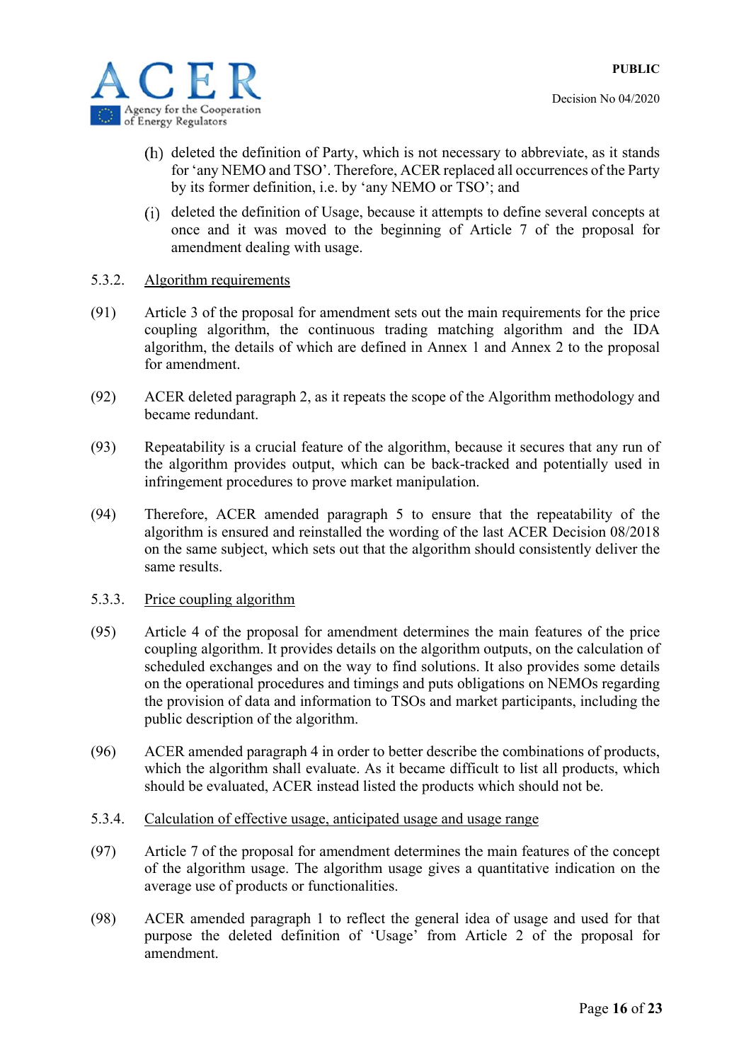(h) deleted the definition of Party, which is not necessary to abbreviate, as it stands for 'any NEMO and TSO'. Therefore, ACER replaced all occurrences of the Party by its former definition, i.e. by 'any NEMO or TSO'; and

(i) deleted the definition of Usage, because it attempts to define several concepts at once and it was moved to the beginning of Article 7 of the proposal for amendment dealing with usage.

### 5.3.2. Algorithm requirements

(91) Article 3 of the proposal for amendment sets out the main requirements for the price coupling algorithm, the continuous trading matching algorithm and the IDA algorithm, the details of which are defined in Annex 1 and Annex 2 to the proposal for amendment.

(92) ACER deleted paragraph 2, as it repeats the scope of the Algorithm methodology and became redundant.

(93) Repeatability is a crucial feature of the algorithm, because it secures that any run of the algorithm provides output, which can be back-tracked and potentially used in infringement procedures to prove market manipulation.

(94) Therefore, ACER amended paragraph 5 to ensure that the repeatability of the algorithm is ensured and reinstalled the wording of the last ACER Decision 08/2018 on the same subject, which sets out that the algorithm should consistently deliver the same results.

### 5.3.3. Price coupling algorithm

(95) Article 4 of the proposal for amendment determines the main features of the price coupling algorithm. It provides details on the algorithm outputs, on the calculation of scheduled exchanges and on the way to find solutions. It also provides some details on the operational procedures and timings and puts obligations on NEMOs regarding the provision of data and information to TSOs and market participants, including the public description of the algorithm.

(96) ACER amended paragraph 4 in order to better describe the combinations of products, which the algorithm shall evaluate. As it became difficult to list all products, which should be evaluated, ACER instead listed the products which should not be.

### 5.3.4. Calculation of effective usage, anticipated usage and usage range

(97) Article 7 of the proposal for amendment determines the main features of the concept of the algorithm usage. The algorithm usage gives a quantitative indication on the average use of products or functionalities.

(98) ACER amended paragraph 1 to reflect the general idea of usage and used for that purpose the deleted definition of 'Usage' from Article 2 of the proposal for amendment.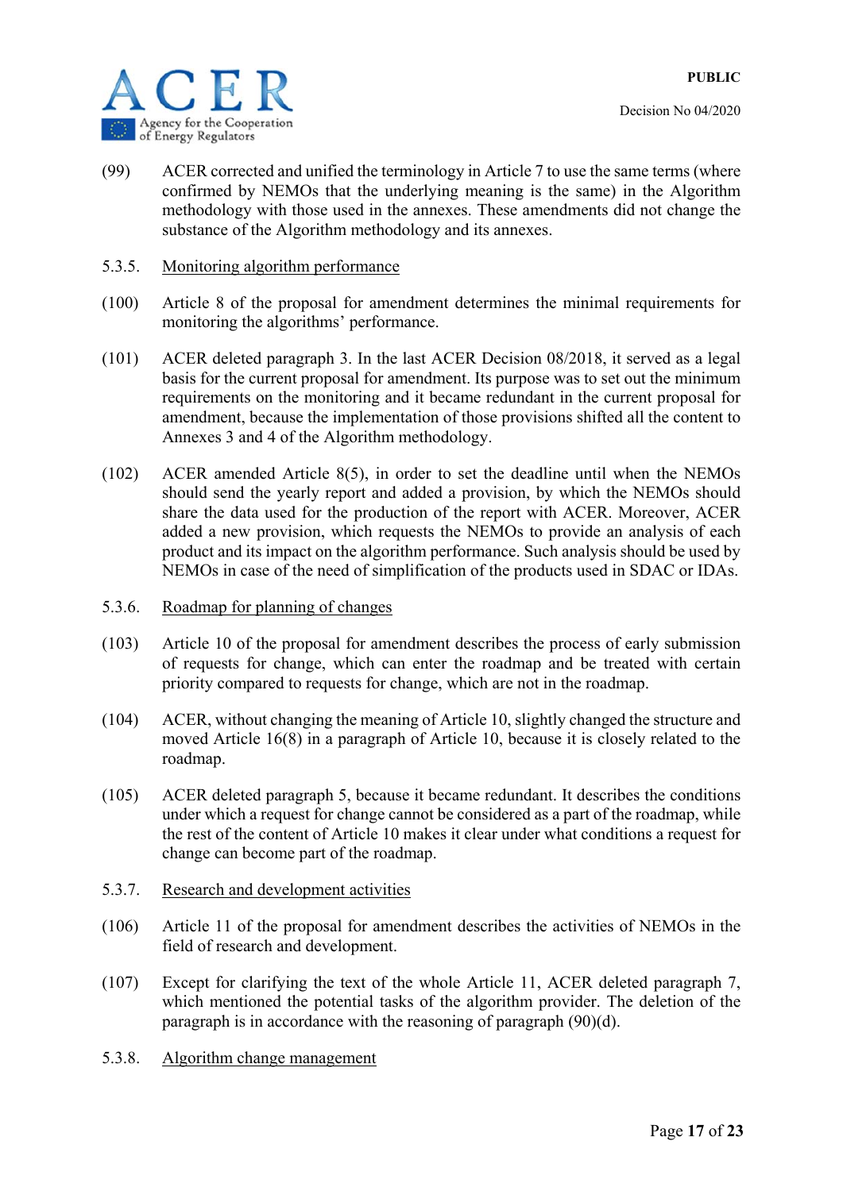(99) ACER corrected and unified the terminology in Article 7 to use the same terms (where confirmed by NEMOs that the underlying meaning is the same) in the Algorithm methodology with those used in the annexes. These amendments did not change the substance of the Algorithm methodology and its annexes.

#### 5.3.5. Monitoring algorithm performance

(100) Article 8 of the proposal for amendment determines the minimal requirements for monitoring the algorithms' performance.

(101) ACER deleted paragraph 3. In the last ACER Decision 08/2018, it served as a legal basis for the current proposal for amendment. Its purpose was to set out the minimum requirements on the monitoring and it became redundant in the current proposal for amendment, because the implementation of those provisions shifted all the content to Annexes 3 and 4 of the Algorithm methodology.

(102) ACER amended Article 8(5), in order to set the deadline until when the NEMOs should send the yearly report and added a provision, by which the NEMOs should share the data used for the production of the report with ACER. Moreover, ACER added a new provision, which requests the NEMOs to provide an analysis of each product and its impact on the algorithm performance. Such analysis should be used by NEMOs in case of the need of simplification of the products used in SDAC or IDAs.

#### 5.3.6. Roadmap for planning of changes

(103) Article 10 of the proposal for amendment describes the process of early submission of requests for change, which can enter the roadmap and be treated with certain priority compared to requests for change, which are not in the roadmap.

(104) ACER, without changing the meaning of Article 10, slightly changed the structure and moved Article 16(8) in a paragraph of Article 10, because it is closely related to the roadmap.

(105) ACER deleted paragraph 5, because it became redundant. It describes the conditions under which a request for change cannot be considered as a part of the roadmap, while the rest of the content of Article 10 makes it clear under what conditions a request for change can become part of the roadmap.

#### 5.3.7. Research and development activities

(106) Article 11 of the proposal for amendment describes the activities of NEMOs in the field of research and development.

(107) Except for clarifying the text of the whole Article 11, ACER deleted paragraph 7, which mentioned the potential tasks of the algorithm provider. The deletion of the paragraph is in accordance with the reasoning of paragraph (90)(d).

#### 5.3.8. Algorithm change management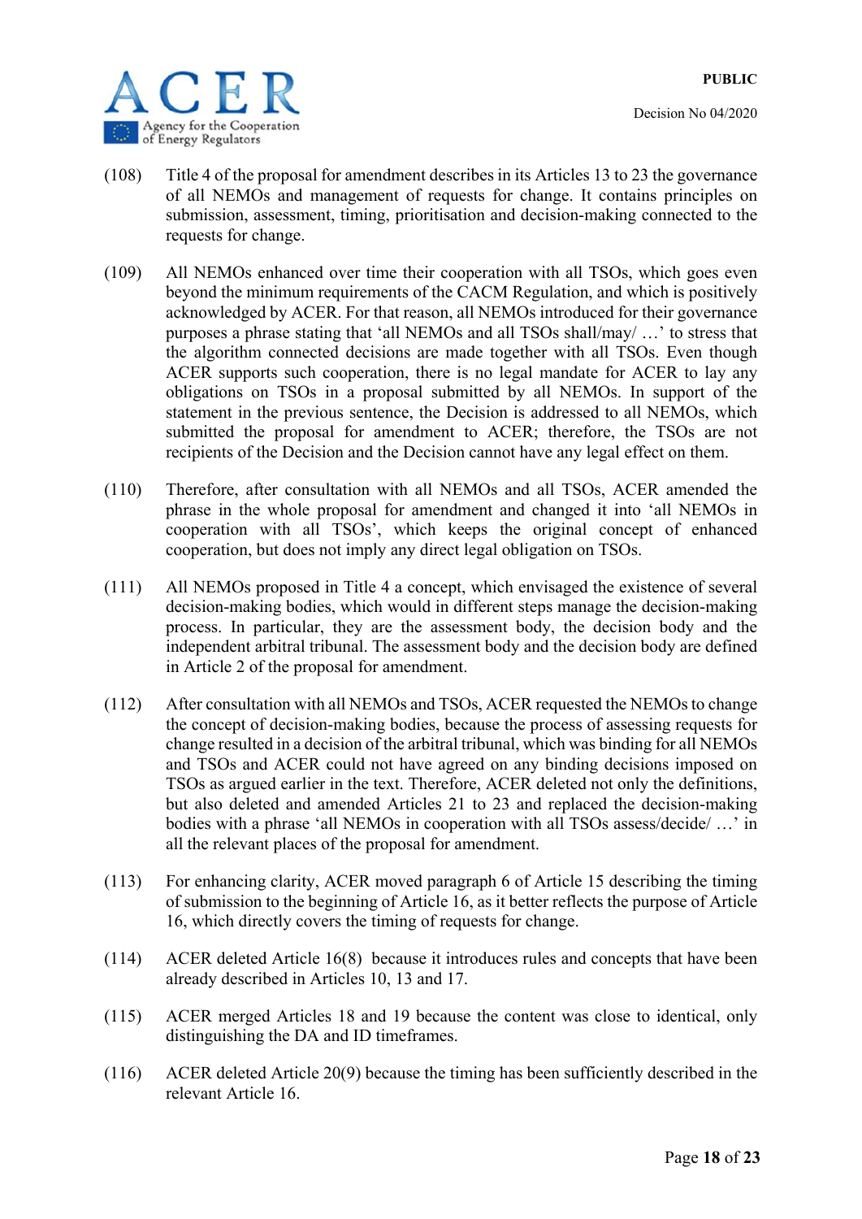(108) Title 4 of the proposal for amendment describes in its Articles 13 to 23 the governance of all NEMOs and management of requests for change. It contains principles on submission, assessment, timing, prioritisation and decision-making connected to the requests for change.

(109) All NEMOs enhanced over time their cooperation with all TSOs, which goes even beyond the minimum requirements of the CACM Regulation, and which is positively acknowledged by ACER. For that reason, all NEMOs introduced for their governance purposes a phrase stating that 'all NEMOs and all TSOs shall/may/ …' to stress that the algorithm connected decisions are made together with all TSOs. Even though ACER supports such cooperation, there is no legal mandate for ACER to lay any obligations on TSOs in a proposal submitted by all NEMOs. In support of the statement in the previous sentence, the Decision is addressed to all NEMOs, which submitted the proposal for amendment to ACER; therefore, the TSOs are not recipients of the Decision and the Decision cannot have any legal effect on them.

(110) Therefore, after consultation with all NEMOs and all TSOs, ACER amended the phrase in the whole proposal for amendment and changed it into 'all NEMOs in cooperation with all TSOs', which keeps the original concept of enhanced cooperation, but does not imply any direct legal obligation on TSOs.

(111) All NEMOs proposed in Title 4 a concept, which envisaged the existence of several decision-making bodies, which would in different steps manage the decision-making process. In particular, they are the assessment body, the decision body and the independent arbitral tribunal. The assessment body and the decision body are defined in Article 2 of the proposal for amendment.

(112) After consultation with all NEMOs and TSOs, ACER requested the NEMOs to change the concept of decision-making bodies, because the process of assessing requests for change resulted in a decision of the arbitral tribunal, which was binding for all NEMOs and TSOs and ACER could not have agreed on any binding decisions imposed on TSOs as argued earlier in the text. Therefore, ACER deleted not only the definitions, but also deleted and amended Articles 21 to 23 and replaced the decision-making bodies with a phrase 'all NEMOs in cooperation with all TSOs assess/decide/ …' in all the relevant places of the proposal for amendment.

(113) For enhancing clarity, ACER moved paragraph 6 of Article 15 describing the timing of submission to the beginning of Article 16, as it better reflects the purpose of Article 16, which directly covers the timing of requests for change.

(114) ACER deleted Article 16(8) because it introduces rules and concepts that have been already described in Articles 10, 13 and 17.

(115) ACER merged Articles 18 and 19 because the content was close to identical, only distinguishing the DA and ID timeframes.

(116) ACER deleted Article 20(9) because the timing has been sufficiently described in the relevant Article 16.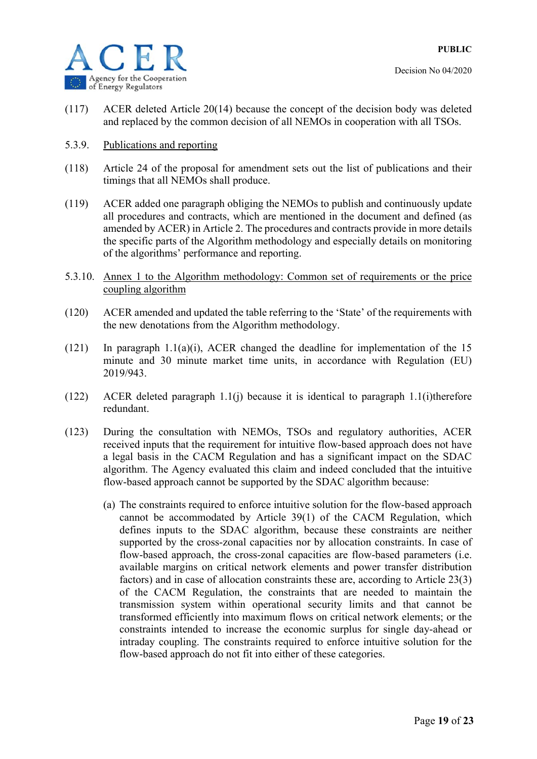(117) ACER deleted Article 20(14) because the concept of the decision body was deleted and replaced by the common decision of all NEMOs in cooperation with all TSOs.

5.3.9. Publications and reporting

(118) Article 24 of the proposal for amendment sets out the list of publications and their timings that all NEMOs shall produce.

(119) ACER added one paragraph obliging the NEMOs to publish and continuously update all procedures and contracts, which are mentioned in the document and defined (as amended by ACER) in Article 2. The procedures and contracts provide in more details the specific parts of the Algorithm methodology and especially details on monitoring of the algorithms' performance and reporting.

5.3.10. Annex 1 to the Algorithm methodology: Common set of requirements or the price coupling algorithm

(120) ACER amended and updated the table referring to the 'State' of the requirements with the new denotations from the Algorithm methodology.

(121) In paragraph 1.1(a)(i), ACER changed the deadline for implementation of the 15 minute and 30 minute market time units, in accordance with Regulation (EU) 2019/943.

(122) ACER deleted paragraph 1.1(j) because it is identical to paragraph 1.1(i)therefore redundant.

(123) During the consultation with NEMOs, TSOs and regulatory authorities, ACER received inputs that the requirement for intuitive flow-based approach does not have a legal basis in the CACM Regulation and has a significant impact on the SDAC algorithm. The Agency evaluated this claim and indeed concluded that the intuitive flow-based approach cannot be supported by the SDAC algorithm because:

(a) The constraints required to enforce intuitive solution for the flow-based approach cannot be accommodated by Article 39(1) of the CACM Regulation, which defines inputs to the SDAC algorithm, because these constraints are neither supported by the cross-zonal capacities nor by allocation constraints. In case of flow-based approach, the cross-zonal capacities are flow-based parameters (i.e. available margins on critical network elements and power transfer distribution factors) and in case of allocation constraints these are, according to Article 23(3) of the CACM Regulation, the constraints that are needed to maintain the transmission system within operational security limits and that cannot be transformed efficiently into maximum flows on critical network elements; or the constraints intended to increase the economic surplus for single day-ahead or intraday coupling. The constraints required to enforce intuitive solution for the flow-based approach do not fit into either of these categories.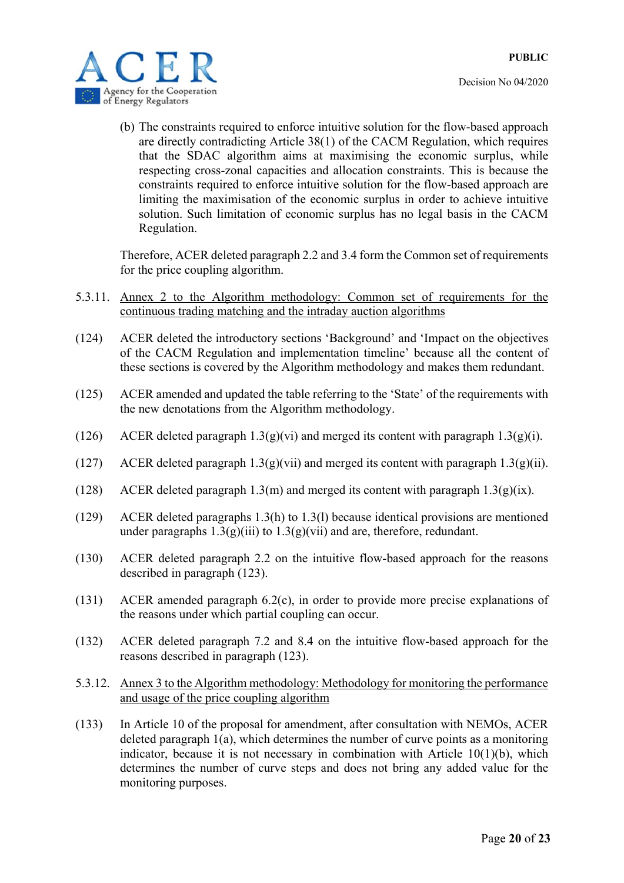(b) The constraints required to enforce intuitive solution for the flow-based approach are directly contradicting Article 38(1) of the CACM Regulation, which requires that the SDAC algorithm aims at maximising the economic surplus, while respecting cross-zonal capacities and allocation constraints. This is because the constraints required to enforce intuitive solution for the flow-based approach are limiting the maximisation of the economic surplus in order to achieve intuitive solution. Such limitation of economic surplus has no legal basis in the CACM Regulation.

Therefore, ACER deleted paragraph 2.2 and 3.4 form the Common set of requirements for the price coupling algorithm.

5.3.11. Annex 2 to the Algorithm methodology: Common set of requirements for the continuous trading matching and the intraday auction algorithms

(124) ACER deleted the introductory sections 'Background' and 'Impact on the objectives of the CACM Regulation and implementation timeline' because all the content of these sections is covered by the Algorithm methodology and makes them redundant.

(125) ACER amended and updated the table referring to the 'State' of the requirements with the new denotations from the Algorithm methodology.

(126) ACER deleted paragraph 1.3(g)(vi) and merged its content with paragraph 1.3(g)(i).

(127) ACER deleted paragraph 1.3(g)(vii) and merged its content with paragraph 1.3(g)(ii).

(128) ACER deleted paragraph 1.3(m) and merged its content with paragraph 1.3(g)(ix).

(129) ACER deleted paragraphs 1.3(h) to 1.3(l) because identical provisions are mentioned under paragraphs 1.3(g)(iii) to 1.3(g)(vii) and are, therefore, redundant.

(130) ACER deleted paragraph 2.2 on the intuitive flow-based approach for the reasons described in paragraph (123).

(131) ACER amended paragraph 6.2(c), in order to provide more precise explanations of the reasons under which partial coupling can occur.

(132) ACER deleted paragraph 7.2 and 8.4 on the intuitive flow-based approach for the reasons described in paragraph (123).

5.3.12. Annex 3 to the Algorithm methodology: Methodology for monitoring the performance and usage of the price coupling algorithm

(133) In Article 10 of the proposal for amendment, after consultation with NEMOs, ACER deleted paragraph 1(a), which determines the number of curve points as a monitoring indicator, because it is not necessary in combination with Article 10(1)(b), which determines the number of curve steps and does not bring any added value for the monitoring purposes.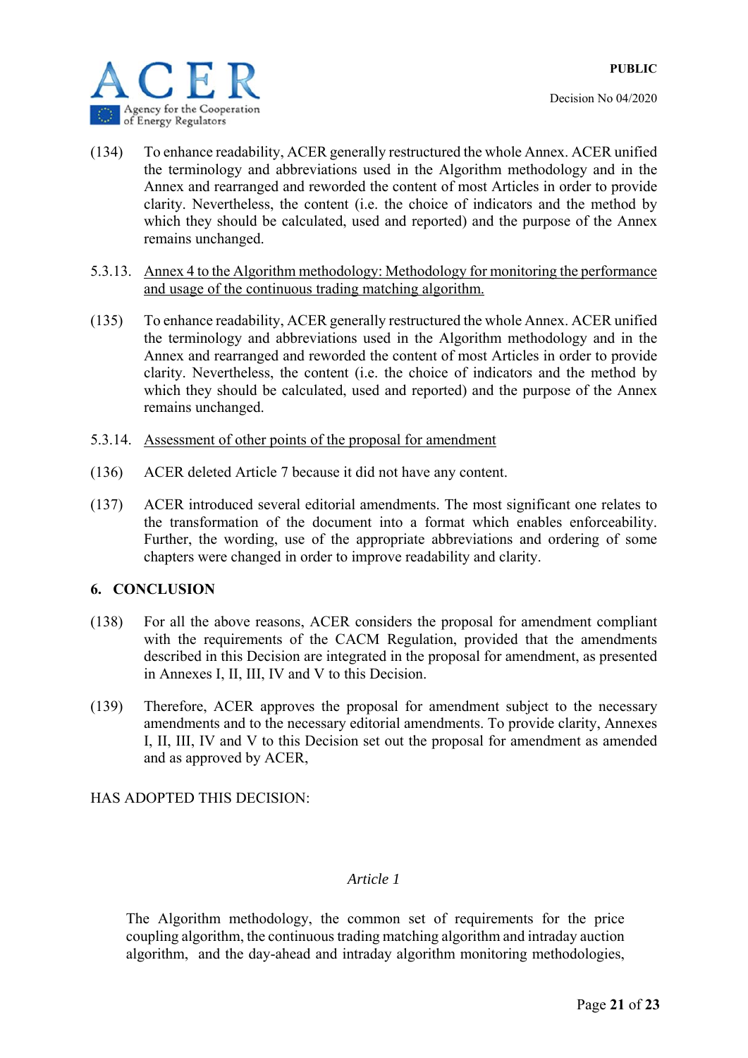(134) To enhance readability, ACER generally restructured the whole Annex. ACER unified the terminology and abbreviations used in the Algorithm methodology and in the Annex and rearranged and reworded the content of most Articles in order to provide clarity. Nevertheless, the content (i.e. the choice of indicators and the method by which they should be calculated, used and reported) and the purpose of the Annex remains unchanged.

5.3.13. Annex 4 to the Algorithm methodology: Methodology for monitoring the performance and usage of the continuous trading matching algorithm.

(135) To enhance readability, ACER generally restructured the whole Annex. ACER unified the terminology and abbreviations used in the Algorithm methodology and in the Annex and rearranged and reworded the content of most Articles in order to provide clarity. Nevertheless, the content (i.e. the choice of indicators and the method by which they should be calculated, used and reported) and the purpose of the Annex remains unchanged.

5.3.14. Assessment of other points of the proposal for amendment

(136) ACER deleted Article 7 because it did not have any content.

(137) ACER introduced several editorial amendments. The most significant one relates to the transformation of the document into a format which enables enforceability. Further, the wording, use of the appropriate abbreviations and ordering of some chapters were changed in order to improve readability and clarity.

## 6. CONCLUSION

(138) For all the above reasons, ACER considers the proposal for amendment compliant with the requirements of the CACM Regulation, provided that the amendments described in this Decision are integrated in the proposal for amendment, as presented in Annexes I, II, III, IV and V to this Decision.

(139) Therefore, ACER approves the proposal for amendment subject to the necessary amendments and to the necessary editorial amendments. To provide clarity, Annexes I, II, III, IV and V to this Decision set out the proposal for amendment as amended and as approved by ACER,

HAS ADOPTED THIS DECISION:

*Article 1*

The Algorithm methodology, the common set of requirements for the price coupling algorithm, the continuous trading matching algorithm and intraday auction algorithm, and the day-ahead and intraday algorithm monitoring methodologies,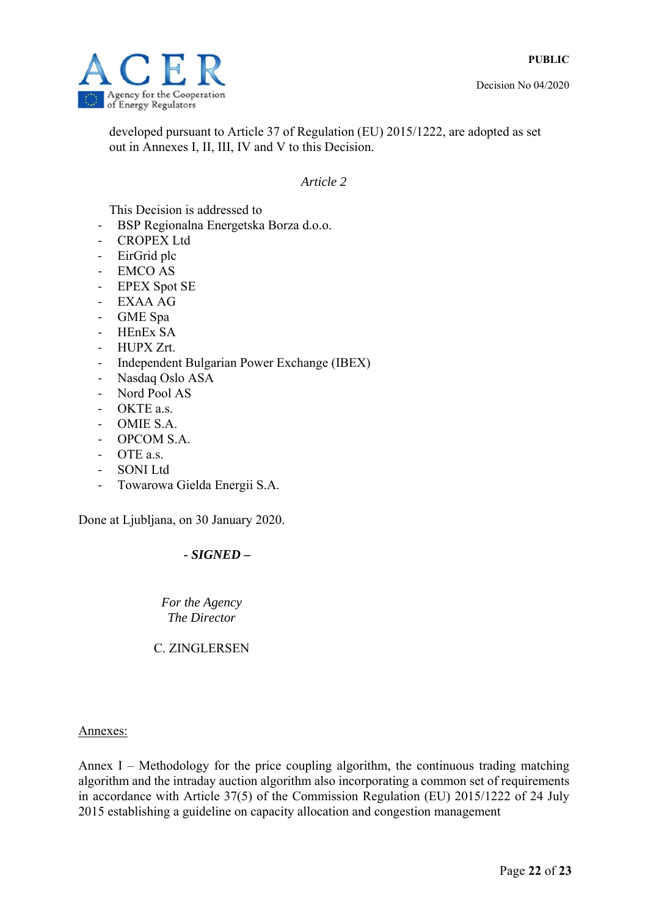developed pursuant to Article 37 of Regulation (EU) 2015/1222, are adopted as set out in Annexes I, II, III, IV and V to this Decision.

*Article 2*

This Decision is addressed to

- BSP Regionalna Energetska Borza d.o.o.
- CROPEX Ltd
- EirGrid plc
- EMCO AS
- EPEX Spot SE
- EXAA AG
- GME Spa
- HEnEx SA
- HUPX Zrt.
- Independent Bulgarian Power Exchange (IBEX)
- Nasdaq Oslo ASA
- Nord Pool AS
- OKTE a.s.
- OMIE S.A.
- OPCOM S.A.
- OTE a.s.
- SONI Ltd
- Towarowa Gielda Energii S.A.

Done at Ljubljana, on 30 January 2020.

***- SIGNED –***

*For the Agency*
*The Director*

C. ZINGLERSEN

Annexes:

Annex I – Methodology for the price coupling algorithm, the continuous trading matching algorithm and the intraday auction algorithm also incorporating a common set of requirements in accordance with Article 37(5) of the Commission Regulation (EU) 2015/1222 of 24 July 2015 establishing a guideline on capacity allocation and congestion management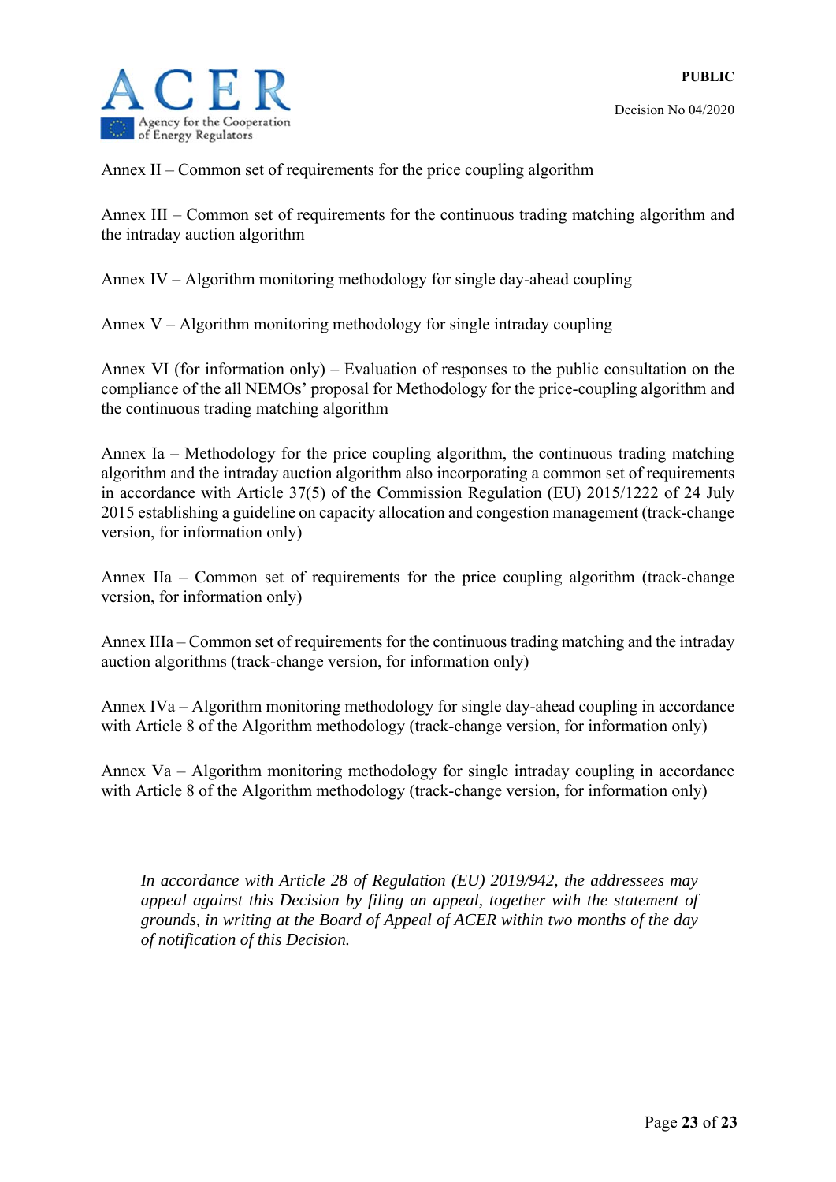Annex II – Common set of requirements for the price coupling algorithm

Annex III – Common set of requirements for the continuous trading matching algorithm and the intraday auction algorithm

Annex IV – Algorithm monitoring methodology for single day-ahead coupling

Annex V – Algorithm monitoring methodology for single intraday coupling

Annex VI (for information only) – Evaluation of responses to the public consultation on the compliance of the all NEMOs' proposal for Methodology for the price-coupling algorithm and the continuous trading matching algorithm

Annex Ia – Methodology for the price coupling algorithm, the continuous trading matching algorithm and the intraday auction algorithm also incorporating a common set of requirements in accordance with Article 37(5) of the Commission Regulation (EU) 2015/1222 of 24 July 2015 establishing a guideline on capacity allocation and congestion management (track-change version, for information only)

Annex IIa – Common set of requirements for the price coupling algorithm (track-change version, for information only)

Annex IIIa – Common set of requirements for the continuous trading matching and the intraday auction algorithms (track-change version, for information only)

Annex IVa – Algorithm monitoring methodology for single day-ahead coupling in accordance with Article 8 of the Algorithm methodology (track-change version, for information only)

Annex Va – Algorithm monitoring methodology for single intraday coupling in accordance with Article 8 of the Algorithm methodology (track-change version, for information only)

*In accordance with Article 28 of Regulation (EU) 2019/942, the addressees may appeal against this Decision by filing an appeal, together with the statement of grounds, in writing at the Board of Appeal of ACER within two months of the day of notification of this Decision.*